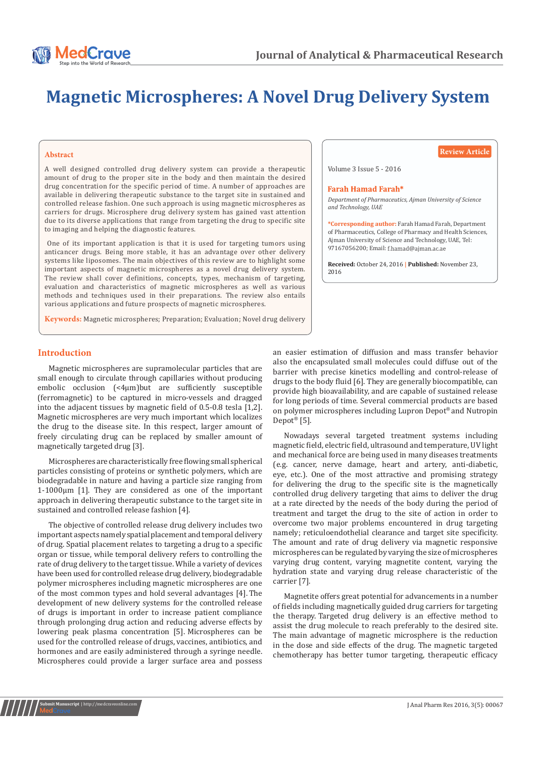# Magnetic Microspheres: A Novel Drug Delivery System

Review Article

Volume 3 Issue 5 - 2016

**Farah Hamad Farah***

*Department of Pharmaceutics, Ajman University of Science and Technology, UAE*

***Corresponding author:** Farah Hamad Farah, Department of Pharmaceutics, College of Pharmacy and Health Sciences, Ajman University of Science and Technology, UAE, Tel: 97167056200; Email: f.hamad@ajman.ac.ae

**Received:** October 24, 2016 | **Published:** November 23, 2016

## Abstract

A well designed controlled drug delivery system can provide a therapeutic amount of drug to the proper site in the body and then maintain the desired drug concentration for the specific period of time. A number of approaches are available in delivering therapeutic substance to the target site in sustained and controlled release fashion. One such approach is using magnetic microspheres as carriers for drugs. Microsphere drug delivery system has gained vast attention due to its diverse applications that range from targeting the drug to specific site to imaging and helping the diagnostic features.

One of its important application is that it is used for targeting tumors using anticancer drugs. Being more stable, it has an advantage over other delivery systems like liposomes. The main objectives of this review are to highlight some important aspects of magnetic microspheres as a novel drug delivery system. The review shall cover definitions, concepts, types, mechanism of targeting, evaluation and characteristics of magnetic microspheres as well as various methods and techniques used in their preparations. The review also entails various applications and future prospects of magnetic microspheres.

**Keywords:** Magnetic microspheres; Preparation; Evaluation; Novel drug delivery

## Introduction

Magnetic microspheres are supramolecular particles that are small enough to circulate through capillaries without producing embolic occlusion (<4µm)but are sufficiently susceptible (ferromagnetic) to be captured in micro-vessels and dragged into the adjacent tissues by magnetic field of 0.5-0.8 tesla [1,2]. Magnetic microspheres are very much important which localizes the drug to the disease site. In this respect, larger amount of freely circulating drug can be replaced by smaller amount of magnetically targeted drug [3].

Microspheres are characteristically free flowing small spherical particles consisting of proteins or synthetic polymers, which are biodegradable in nature and having a particle size ranging from 1-1000µm [1]. They are considered as one of the important approach in delivering therapeutic substance to the target site in sustained and controlled release fashion [4].

The objective of controlled release drug delivery includes two important aspects namely spatial placement and temporal delivery of drug. Spatial placement relates to targeting a drug to a specific organ or tissue, while temporal delivery refers to controlling the rate of drug delivery to the target tissue. While a variety of devices have been used for controlled release drug delivery, biodegradable polymer microspheres including magnetic microspheres are one of the most common types and hold several advantages [4]. The development of new delivery systems for the controlled release of drugs is important in order to increase patient compliance through prolonging drug action and reducing adverse effects by lowering peak plasma concentration [5]. Microspheres can be used for the controlled release of drugs, vaccines, antibiotics, and hormones and are easily administered through a syringe needle. Microspheres could provide a larger surface area and possess an easier estimation of diffusion and mass transfer behavior also the encapsulated small molecules could diffuse out of the barrier with precise kinetics modelling and control-release of drugs to the body fluid [6]. They are generally biocompatible, can provide high bioavailability, and are capable of sustained release for long periods of time. Several commercial products are based on polymer microspheres including Lupron Depot® and Nutropin Depot® [5].

Nowadays several targeted treatment systems including magnetic field, electric field, ultrasound and temperature, UV light and mechanical force are being used in many diseases treatments (e.g. cancer, nerve damage, heart and artery, anti-diabetic, eye, etc.). One of the most attractive and promising strategy for delivering the drug to the specific site is the magnetically controlled drug delivery targeting that aims to deliver the drug at a rate directed by the needs of the body during the period of treatment and target the drug to the site of action in order to overcome two major problems encountered in drug targeting namely; reticuloendothelial clearance and target site specificity. The amount and rate of drug delivery via magnetic responsive microspheres can be regulated by varying the size of microspheres varying drug content, varying magnetite content, varying the hydration state and varying drug release characteristic of the carrier [7].

Magnetite offers great potential for advancements in a number of fields including magnetically guided drug carriers for targeting the therapy. Targeted drug delivery is an effective method to assist the drug molecule to reach preferably to the desired site. The main advantage of magnetic microsphere is the reduction in the dose and side effects of the drug. The magnetic targeted chemotherapy has better tumor targeting, therapeutic efficacy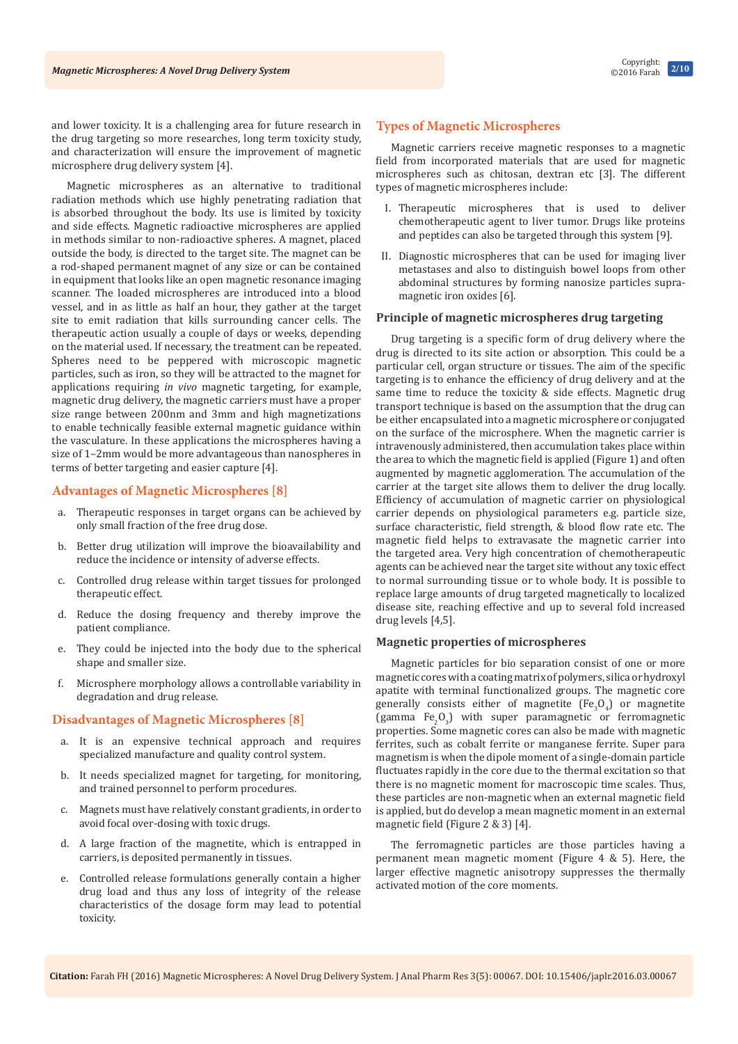and lower toxicity. It is a challenging area for future research in the drug targeting so more researches, long term toxicity study, and characterization will ensure the improvement of magnetic microsphere drug delivery system [4].

Magnetic microspheres as an alternative to traditional radiation methods which use highly penetrating radiation that is absorbed throughout the body. Its use is limited by toxicity and side effects. Magnetic radioactive microspheres are applied in methods similar to non-radioactive spheres. A magnet, placed outside the body, is directed to the target site. The magnet can be a rod-shaped permanent magnet of any size or can be contained in equipment that looks like an open magnetic resonance imaging scanner. The loaded microspheres are introduced into a blood vessel, and in as little as half an hour, they gather at the target site to emit radiation that kills surrounding cancer cells. The therapeutic action usually a couple of days or weeks, depending on the material used. If necessary, the treatment can be repeated. Spheres need to be peppered with microscopic magnetic particles, such as iron, so they will be attracted to the magnet for applications requiring *in vivo* magnetic targeting, for example, magnetic drug delivery, the magnetic carriers must have a proper size range between 200nm and 3mm and high magnetizations to enable technically feasible external magnetic guidance within the vasculature. In these applications the microspheres having a size of 1–2mm would be more advantageous than nanospheres in terms of better targeting and easier capture [4].

## Advantages of Magnetic Microspheres [8]

a. Therapeutic responses in target organs can be achieved by only small fraction of the free drug dose.

b. Better drug utilization will improve the bioavailability and reduce the incidence or intensity of adverse effects.

c. Controlled drug release within target tissues for prolonged therapeutic effect.

d. Reduce the dosing frequency and thereby improve the patient compliance.

e. They could be injected into the body due to the spherical shape and smaller size.

f. Microsphere morphology allows a controllable variability in degradation and drug release.

## Disadvantages of Magnetic Microspheres [8]

a. It is an expensive technical approach and requires specialized manufacture and quality control system.

b. It needs specialized magnet for targeting, for monitoring, and trained personnel to perform procedures.

c. Magnets must have relatively constant gradients, in order to avoid focal over-dosing with toxic drugs.

d. A large fraction of the magnetite, which is entrapped in carriers, is deposited permanently in tissues.

e. Controlled release formulations generally contain a higher drug load and thus any loss of integrity of the release characteristics of the dosage form may lead to potential toxicity.

## Types of Magnetic Microspheres

Magnetic carriers receive magnetic responses to a magnetic field from incorporated materials that are used for magnetic microspheres such as chitosan, dextran etc [3]. The different types of magnetic microspheres include:

I. Therapeutic microspheres that is used to deliver chemotherapeutic agent to liver tumor. Drugs like proteins and peptides can also be targeted through this system [9].

II. Diagnostic microspheres that can be used for imaging liver metastases and also to distinguish bowel loops from other abdominal structures by forming nanosize particles supra-magnetic iron oxides [6].

### Principle of magnetic microspheres drug targeting

Drug targeting is a specific form of drug delivery where the drug is directed to its site action or absorption. This could be a particular cell, organ structure or tissues. The aim of the specific targeting is to enhance the efficiency of drug delivery and at the same time to reduce the toxicity & side effects. Magnetic drug transport technique is based on the assumption that the drug can be either encapsulated into a magnetic microsphere or conjugated on the surface of the microsphere. When the magnetic carrier is intravenously administered, then accumulation takes place within the area to which the magnetic field is applied (Figure 1) and often augmented by magnetic agglomeration. The accumulation of the carrier at the target site allows them to deliver the drug locally. Efficiency of accumulation of magnetic carrier on physiological carrier depends on physiological parameters e.g. particle size, surface characteristic, field strength, & blood flow rate etc. The magnetic field helps to extravasate the magnetic carrier into the targeted area. Very high concentration of chemotherapeutic agents can be achieved near the target site without any toxic effect to normal surrounding tissue or to whole body. It is possible to replace large amounts of drug targeted magnetically to localized disease site, reaching effective and up to several fold increased drug levels [4,5].

### Magnetic properties of microspheres

Magnetic particles for bio separation consist of one or more magnetic cores with a coating matrix of polymers, silica or hydroxyl apatite with terminal functionalized groups. The magnetic core generally consists either of magnetite ($Fe_3O_4$) or magnetite (gamma $Fe_2O_3$) with super paramagnetic or ferromagnetic properties. Some magnetic cores can also be made with magnetic ferrites, such as cobalt ferrite or manganese ferrite. Super para magnetism is when the dipole moment of a single-domain particle fluctuates rapidly in the core due to the thermal excitation so that there is no magnetic moment for macroscopic time scales. Thus, these particles are non-magnetic when an external magnetic field is applied, but do develop a mean magnetic moment in an external magnetic field (Figure 2 & 3) [4].

The ferromagnetic particles are those particles having a permanent mean magnetic moment (Figure 4 & 5). Here, the larger effective magnetic anisotropy suppresses the thermally activated motion of the core moments.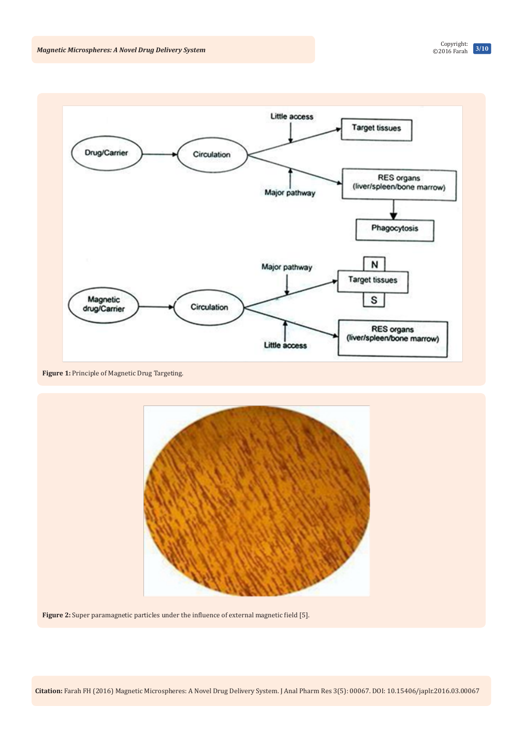Figure 1: Principle of Magnetic Drug Targeting.

Figure 2: Super paramagnetic particles under the influence of external magnetic field [5].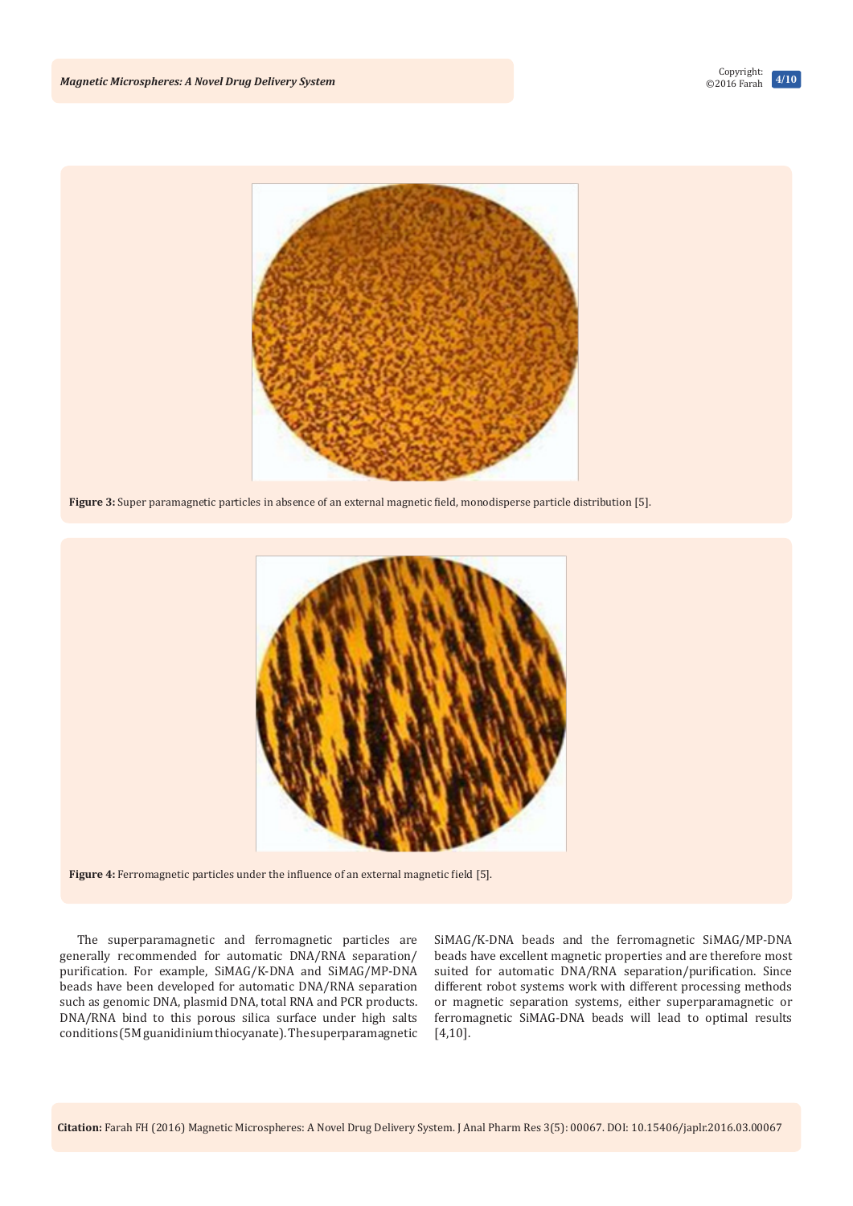Figure 3: Super paramagnetic particles in absence of an external magnetic field, monodisperse particle distribution [5].

Figure 4: Ferromagnetic particles under the influence of an external magnetic field [5].

The superparamagnetic and ferromagnetic particles are generally recommended for automatic DNA/RNA separation/purification. For example, SiMAG/K-DNA and SiMAG/MP-DNA beads have been developed for automatic DNA/RNA separation such as genomic DNA, plasmid DNA, total RNA and PCR products. DNA/RNA bind to this porous silica surface under high salts conditions (5M guanidinium thiocyanate). The superparamagnetic SiMAG/K-DNA beads and the ferromagnetic SiMAG/MP-DNA beads have excellent magnetic properties and are therefore most suited for automatic DNA/RNA separation/purification. Since different robot systems work with different processing methods or magnetic separation systems, either superparamagnetic or ferromagnetic SiMAG-DNA beads will lead to optimal results [4,10].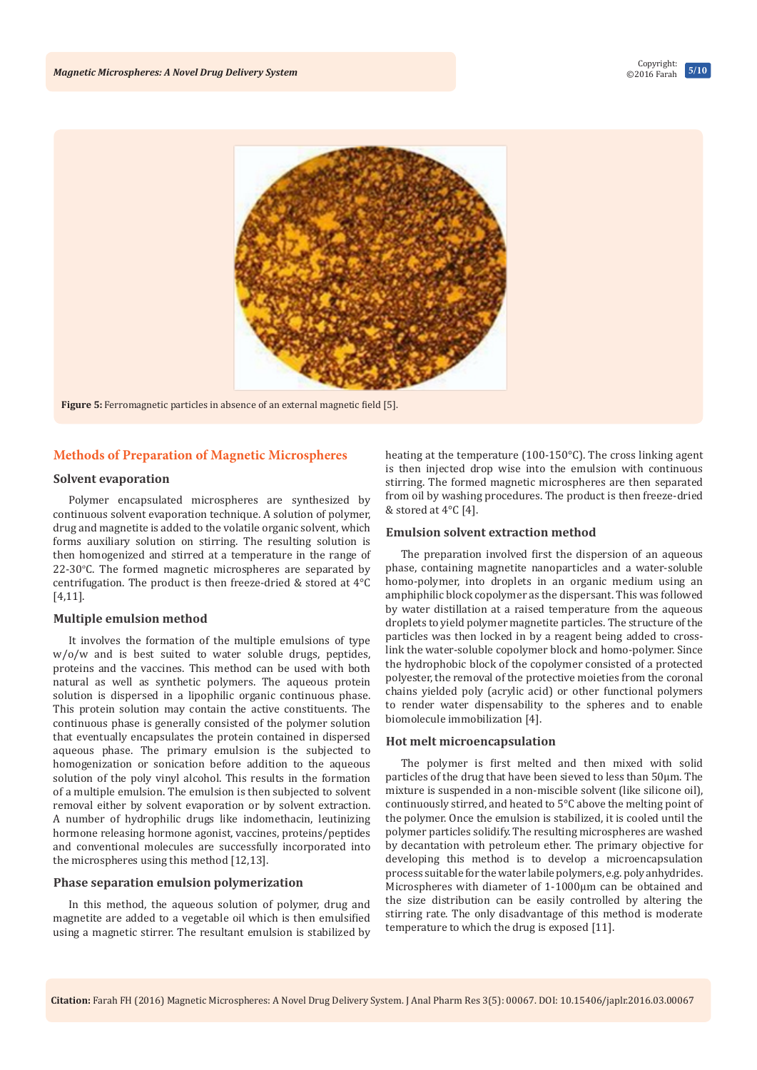Figure 5: Ferromagnetic particles in absence of an external magnetic field [5].

## Methods of Preparation of Magnetic Microspheres

### Solvent evaporation

Polymer encapsulated microspheres are synthesized by continuous solvent evaporation technique. A solution of polymer, drug and magnetite is added to the volatile organic solvent, which forms auxiliary solution on stirring. The resulting solution is then homogenized and stirred at a temperature in the range of 22-30°C. The formed magnetic microspheres are separated by centrifugation. The product is then freeze-dried & stored at 4°C [4,11].

### Multiple emulsion method

It involves the formation of the multiple emulsions of type w/o/w and is best suited to water soluble drugs, peptides, proteins and the vaccines. This method can be used with both natural as well as synthetic polymers. The aqueous protein solution is dispersed in a lipophilic organic continuous phase. This protein solution may contain the active constituents. The continuous phase is generally consisted of the polymer solution that eventually encapsulates the protein contained in dispersed aqueous phase. The primary emulsion is the subjected to homogenization or sonication before addition to the aqueous solution of the poly vinyl alcohol. This results in the formation of a multiple emulsion. The emulsion is then subjected to solvent removal either by solvent evaporation or by solvent extraction. A number of hydrophilic drugs like indomethacin, leutinizing hormone releasing hormone agonist, vaccines, proteins/peptides and conventional molecules are successfully incorporated into the microspheres using this method [12,13].

### Phase separation emulsion polymerization

In this method, the aqueous solution of polymer, drug and magnetite are added to a vegetable oil which is then emulsified using a magnetic stirrer. The resultant emulsion is stabilized by heating at the temperature (100-150°C). The cross linking agent is then injected drop wise into the emulsion with continuous stirring. The formed magnetic microspheres are then separated from oil by washing procedures. The product is then freeze-dried & stored at 4°C [4].

### Emulsion solvent extraction method

The preparation involved first the dispersion of an aqueous phase, containing magnetite nanoparticles and a water-soluble homo-polymer, into droplets in an organic medium using an amphiphilic block copolymer as the dispersant. This was followed by water distillation at a raised temperature from the aqueous droplets to yield polymer magnetite particles. The structure of the particles was then locked in by a reagent being added to cross-link the water-soluble copolymer block and homo-polymer. Since the hydrophobic block of the copolymer consisted of a protected polyester, the removal of the protective moieties from the coronal chains yielded poly (acrylic acid) or other functional polymers to render water dispensability to the spheres and to enable biomolecule immobilization [4].

### Hot melt microencapsulation

The polymer is first melted and then mixed with solid particles of the drug that have been sieved to less than 50μm. The mixture is suspended in a non-miscible solvent (like silicone oil), continuously stirred, and heated to 5°C above the melting point of the polymer. Once the emulsion is stabilized, it is cooled until the polymer particles solidify. The resulting microspheres are washed by decantation with petroleum ether. The primary objective for developing this method is to develop a microencapsulation process suitable for the water labile polymers, e.g. poly anhydrides. Microspheres with diameter of 1-1000μm can be obtained and the size distribution can be easily controlled by altering the stirring rate. The only disadvantage of this method is moderate temperature to which the drug is exposed [11].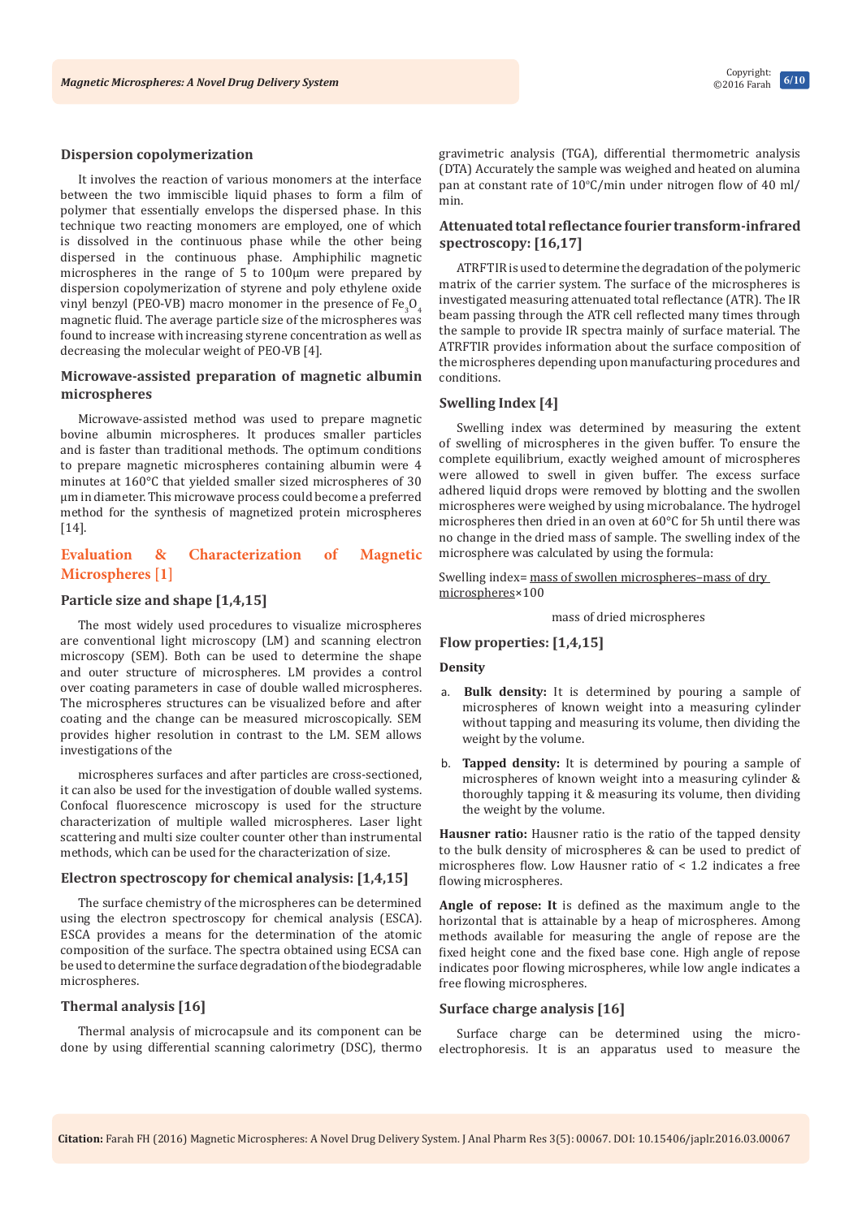### Dispersion copolymerization

It involves the reaction of various monomers at the interface between the two immiscible liquid phases to form a film of polymer that essentially envelops the dispersed phase. In this technique two reacting monomers are employed, one of which is dissolved in the continuous phase while the other being dispersed in the continuous phase. Amphiphilic magnetic microspheres in the range of 5 to 100μm were prepared by dispersion copolymerization of styrene and poly ethylene oxide vinyl benzyl (PEO-VB) macro monomer in the presence of $Fe_3O_4$ magnetic fluid. The average particle size of the microspheres was found to increase with increasing styrene concentration as well as decreasing the molecular weight of PEO-VB [4].

### Microwave-assisted preparation of magnetic albumin microspheres

Microwave-assisted method was used to prepare magnetic bovine albumin microspheres. It produces smaller particles and is faster than traditional methods. The optimum conditions to prepare magnetic microspheres containing albumin were 4 minutes at 160°C that yielded smaller sized microspheres of 30 μm in diameter. This microwave process could become a preferred method for the synthesis of magnetized protein microspheres [14].

## Evaluation & Characterization of Magnetic Microspheres [1]

### Particle size and shape [1,4,15]

The most widely used procedures to visualize microspheres are conventional light microscopy (LM) and scanning electron microscopy (SEM). Both can be used to determine the shape and outer structure of microspheres. LM provides a control over coating parameters in case of double walled microspheres. The microspheres structures can be visualized before and after coating and the change can be measured microscopically. SEM provides higher resolution in contrast to the LM. SEM allows investigations of the

microspheres surfaces and after particles are cross-sectioned, it can also be used for the investigation of double walled systems. Confocal fluorescence microscopy is used for the structure characterization of multiple walled microspheres. Laser light scattering and multi size coulter counter other than instrumental methods, which can be used for the characterization of size.

### Electron spectroscopy for chemical analysis: [1,4,15]

The surface chemistry of the microspheres can be determined using the electron spectroscopy for chemical analysis (ESCA). ESCA provides a means for the determination of the atomic composition of the surface. The spectra obtained using ECSA can be used to determine the surface degradation of the biodegradable microspheres.

### Thermal analysis [16]

Thermal analysis of microcapsule and its component can be done by using differential scanning calorimetry (DSC), thermo gravimetric analysis (TGA), differential thermometric analysis (DTA) Accurately the sample was weighed and heated on alumina pan at constant rate of 10°C/min under nitrogen flow of 40 ml/min.

### Attenuated total reflectance fourier transform-infrared spectroscopy: [16,17]

ATRFTIR is used to determine the degradation of the polymeric matrix of the carrier system. The surface of the microspheres is investigated measuring attenuated total reflectance (ATR). The IR beam passing through the ATR cell reflected many times through the sample to provide IR spectra mainly of surface material. The ATRFTIR provides information about the surface composition of the microspheres depending upon manufacturing procedures and conditions.

### Swelling Index [4]

Swelling index was determined by measuring the extent of swelling of microspheres in the given buffer. To ensure the complete equilibrium, exactly weighed amount of microspheres were allowed to swell in given buffer. The excess surface adhered liquid drops were removed by blotting and the swollen microspheres were weighed by using microbalance. The hydrogel microspheres then dried in an oven at 60°C for 5h until there was no change in the dried mass of sample. The swelling index of the microsphere was calculated by using the formula:

$$\text{Swelling index} = \frac{\text{mass of swollen microspheres} - \text{mass of dry microspheres}}{\text{mass of dried microspheres}} \times 100$$

### Flow properties: [1,4,15]

**Density**

a. **Bulk density:** It is determined by pouring a sample of microspheres of known weight into a measuring cylinder without tapping and measuring its volume, then dividing the weight by the volume.

b. **Tapped density:** It is determined by pouring a sample of microspheres of known weight into a measuring cylinder & thoroughly tapping it & measuring its volume, then dividing the weight by the volume.

**Hausner ratio:** Hausner ratio is the ratio of the tapped density to the bulk density of microspheres & can be used to predict of microspheres flow. Low Hausner ratio of < 1.2 indicates a free flowing microspheres.

**Angle of repose: It** is defined as the maximum angle to the horizontal that is attainable by a heap of microspheres. Among methods available for measuring the angle of repose are the fixed height cone and the fixed base cone. High angle of repose indicates poor flowing microspheres, while low angle indicates a free flowing microspheres.

### Surface charge analysis [16]

Surface charge can be determined using the micro-electrophoresis. It is an apparatus used to measure the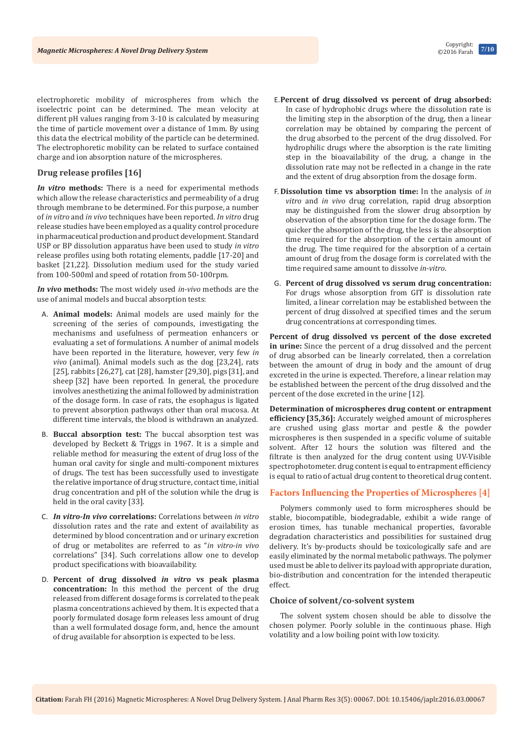electrophoretic mobility of microspheres from which the isoelectric point can be determined. The mean velocity at different pH values ranging from 3-10 is calculated by measuring the time of particle movement over a distance of 1mm. By using this data the electrical mobility of the particle can be determined. The electrophoretic mobility can be related to surface contained charge and ion absorption nature of the microspheres.

### Drug release profiles [16]

***In vitro* methods:** There is a need for experimental methods which allow the release characteristics and permeability of a drug through membrane to be determined. For this purpose, a number of *in vitro* and *in vivo* techniques have been reported. *In vitro* drug release studies have been employed as a quality control procedure in pharmaceutical production and product development. Standard USP or BP dissolution apparatus have been used to study *in vitro* release profiles using both rotating elements, paddle [17-20] and basket [21,22]. Dissolution medium used for the study varied from 100-500ml and speed of rotation from 50-100rpm.

***In vivo* methods:** The most widely used *in-vivo* methods are the use of animal models and buccal absorption tests:

A. **Animal models:** Animal models are used mainly for the screening of the series of compounds, investigating the mechanisms and usefulness of permeation enhancers or evaluating a set of formulations. A number of animal models have been reported in the literature, however, very few *in vivo* (animal). Animal models such as the dog [23,24], rats [25], rabbits [26,27], cat [28], hamster [29,30], pigs [31], and sheep [32] have been reported. In general, the procedure involves anesthetizing the animal followed by administration of the dosage form. In case of rats, the esophagus is ligated to prevent absorption pathways other than oral mucosa. At different time intervals, the blood is withdrawn an analyzed.

B. **Buccal absorption test:** The buccal absorption test was developed by Beckett & Triggs in 1967. It is a simple and reliable method for measuring the extent of drug loss of the human oral cavity for single and multi-component mixtures of drugs. The test has been successfully used to investigate the relative importance of drug structure, contact time, initial drug concentration and pH of the solution while the drug is held in the oral cavity [33].

C. ***In vitro-In vivo* correlations:** Correlations between *in vitro* dissolution rates and the rate and extent of availability as determined by blood concentration and or urinary excretion of drug or metabolites are referred to as "*in vitro-in vivo* correlations" [34]. Such correlations allow one to develop product specifications with bioavailability.

D. **Percent of drug dissolved *in vitro* vs peak plasma concentration:** In this method the percent of the drug released from different dosage forms is correlated to the peak plasma concentrations achieved by them. It is expected that a poorly formulated dosage form releases less amount of drug than a well formulated dosage form, and, hence the amount of drug available for absorption is expected to be less.

E. **Percent of drug dissolved vs percent of drug absorbed:** In case of hydrophobic drugs where the dissolution rate is the limiting step in the absorption of the drug, then a linear correlation may be obtained by comparing the percent of the drug absorbed to the percent of the drug dissolved. For hydrophilic drugs where the absorption is the rate limiting step in the bioavailability of the drug, a change in the dissolution rate may not be reflected in a change in the rate and the extent of drug absorption from the dosage form.

F. **Dissolution time vs absorption time:** In the analysis of *in vitro* and *in vivo* drug correlation, rapid drug absorption may be distinguished from the slower drug absorption by observation of the absorption time for the dosage form. The quicker the absorption of the drug, the less is the absorption time required for the absorption of the certain amount of the drug. The time required for the absorption of a certain amount of drug from the dosage form is correlated with the time required same amount to dissolve *in-vitro*.

G. **Percent of drug dissolved vs serum drug concentration:** For drugs whose absorption from GIT is dissolution rate limited, a linear correlation may be established between the percent of drug dissolved at specified times and the serum drug concentrations at corresponding times.

**Percent of drug dissolved vs percent of the dose excreted in urine:** Since the percent of a drug dissolved and the percent of drug absorbed can be linearly correlated, then a correlation between the amount of drug in body and the amount of drug excreted in the urine is expected. Therefore, a linear relation may be established between the percent of the drug dissolved and the percent of the dose excreted in the urine [12].

**Determination of microspheres drug content or entrapment efficiency [35,36]:** Accurately weighed amount of microspheres are crushed using glass mortar and pestle & the powder microspheres is then suspended in a specific volume of suitable solvent. After 12 hours the solution was filtered and the filtrate is then analyzed for the drug content using UV-Visible spectrophotometer. drug content is equal to entrapment efficiency is equal to ratio of actual drug content to theoretical drug content.

## Factors Influencing the Properties of Microspheres [4]

Polymers commonly used to form microspheres should be stable, biocompatible, biodegradable, exhibit a wide range of erosion times, has tunable mechanical properties, favorable degradation characteristics and possibilities for sustained drug delivery. It's by-products should be toxicologically safe and are easily eliminated by the normal metabolic pathways. The polymer used must be able to deliver its payload with appropriate duration, bio-distribution and concentration for the intended therapeutic effect.

### Choice of solvent/co-solvent system

The solvent system chosen should be able to dissolve the chosen polymer. Poorly soluble in the continuous phase. High volatility and a low boiling point with low toxicity.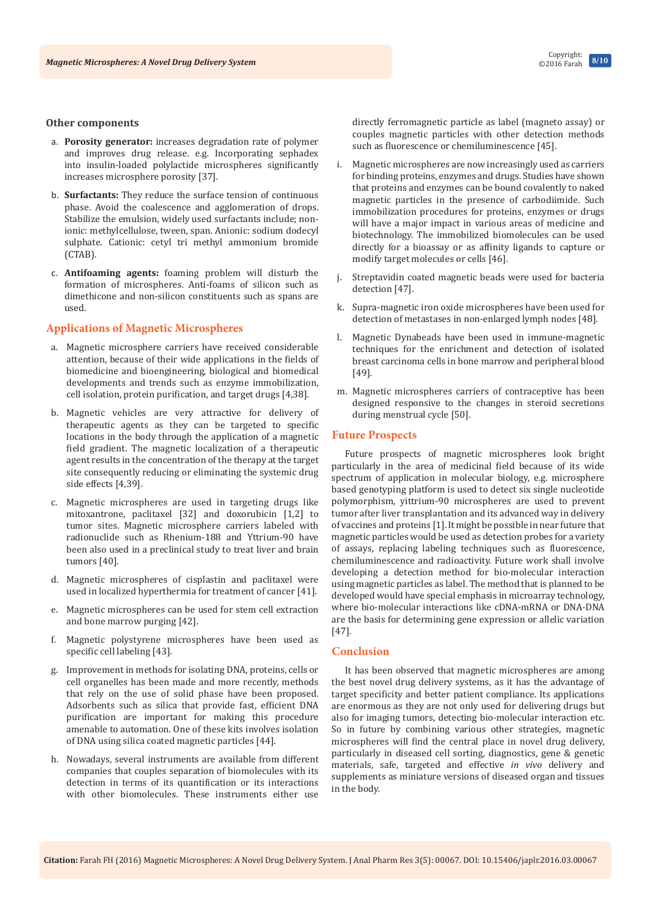### Other components

a. **Porosity generator:** increases degradation rate of polymer and improves drug release. e.g. Incorporating sephadex into insulin-loaded polylactide microspheres significantly increases microsphere porosity [37].

b. **Surfactants:** They reduce the surface tension of continuous phase. Avoid the coalescence and agglomeration of drops. Stabilize the emulsion, widely used surfactants include; non-ionic: methylcellulose, tween, span. Anionic: sodium dodecyl sulphate. Cationic: cetyl tri methyl ammonium bromide (CTAB).

c. **Antifoaming agents:** foaming problem will disturb the formation of microspheres. Anti-foams of silicon such as dimethicone and non-silicon constituents such as spans are used.

## Applications of Magnetic Microspheres

a. Magnetic microsphere carriers have received considerable attention, because of their wide applications in the fields of biomedicine and bioengineering, biological and biomedical developments and trends such as enzyme immobilization, cell isolation, protein purification, and target drugs [4,38].

b. Magnetic vehicles are very attractive for delivery of therapeutic agents as they can be targeted to specific locations in the body through the application of a magnetic field gradient. The magnetic localization of a therapeutic agent results in the concentration of the therapy at the target site consequently reducing or eliminating the systemic drug side effects [4,39].

c. Magnetic microspheres are used in targeting drugs like mitoxantrone, paclitaxel [32] and doxorubicin [1,2] to tumor sites. Magnetic microsphere carriers labeled with radionuclide such as Rhenium-188 and Yttrium-90 have been also used in a preclinical study to treat liver and brain tumors [40].

d. Magnetic microspheres of cisplastin and paclitaxel were used in localized hyperthermia for treatment of cancer [41].

e. Magnetic microspheres can be used for stem cell extraction and bone marrow purging [42].

f. Magnetic polystyrene microspheres have been used as specific cell labeling [43].

g. Improvement in methods for isolating DNA, proteins, cells or cell organelles has been made and more recently, methods that rely on the use of solid phase have been proposed. Adsorbents such as silica that provide fast, efficient DNA purification are important for making this procedure amenable to automation. One of these kits involves isolation of DNA using silica coated magnetic particles [44].

h. Nowadays, several instruments are available from different companies that couples separation of biomolecules with its detection in terms of its quantification or its interactions with other biomolecules. These instruments either use directly ferromagnetic particle as label (magneto assay) or couples magnetic particles with other detection methods such as fluorescence or chemiluminescence [45].

i. Magnetic microspheres are now increasingly used as carriers for binding proteins, enzymes and drugs. Studies have shown that proteins and enzymes can be bound covalently to naked magnetic particles in the presence of carbodiimide. Such immobilization procedures for proteins, enzymes or drugs will have a major impact in various areas of medicine and biotechnology. The immobilized biomolecules can be used directly for a bioassay or as affinity ligands to capture or modify target molecules or cells [46].

j. Streptavidin coated magnetic beads were used for bacteria detection [47].

k. Supra-magnetic iron oxide microspheres have been used for detection of metastases in non-enlarged lymph nodes [48].

l. Magnetic Dynabeads have been used in immune-magnetic techniques for the enrichment and detection of isolated breast carcinoma cells in bone marrow and peripheral blood [49].

m. Magnetic microspheres carriers of contraceptive has been designed responsive to the changes in steroid secretions during menstrual cycle [50].

## Future Prospects

Future prospects of magnetic microspheres look bright particularly in the area of medicinal field because of its wide spectrum of application in molecular biology, e.g. microsphere based genotyping platform is used to detect six single nucleotide polymorphism, yittrium-90 microspheres are used to prevent tumor after liver transplantation and its advanced way in delivery of vaccines and proteins [1]. It might be possible in near future that magnetic particles would be used as detection probes for a variety of assays, replacing labeling techniques such as fluorescence, chemiluminescence and radioactivity. Future work shall involve developing a detection method for bio-molecular interaction using magnetic particles as label. The method that is planned to be developed would have special emphasis in microarray technology, where bio-molecular interactions like cDNA-mRNA or DNA-DNA are the basis for determining gene expression or allelic variation [47].

## Conclusion

It has been observed that magnetic microspheres are among the best novel drug delivery systems, as it has the advantage of target specificity and better patient compliance. Its applications are enormous as they are not only used for delivering drugs but also for imaging tumors, detecting bio-molecular interaction etc. So in future by combining various other strategies, magnetic microspheres will find the central place in novel drug delivery, particularly in diseased cell sorting, diagnostics, gene & genetic materials, safe, targeted and effective *in vivo* delivery and supplements as miniature versions of diseased organ and tissues in the body.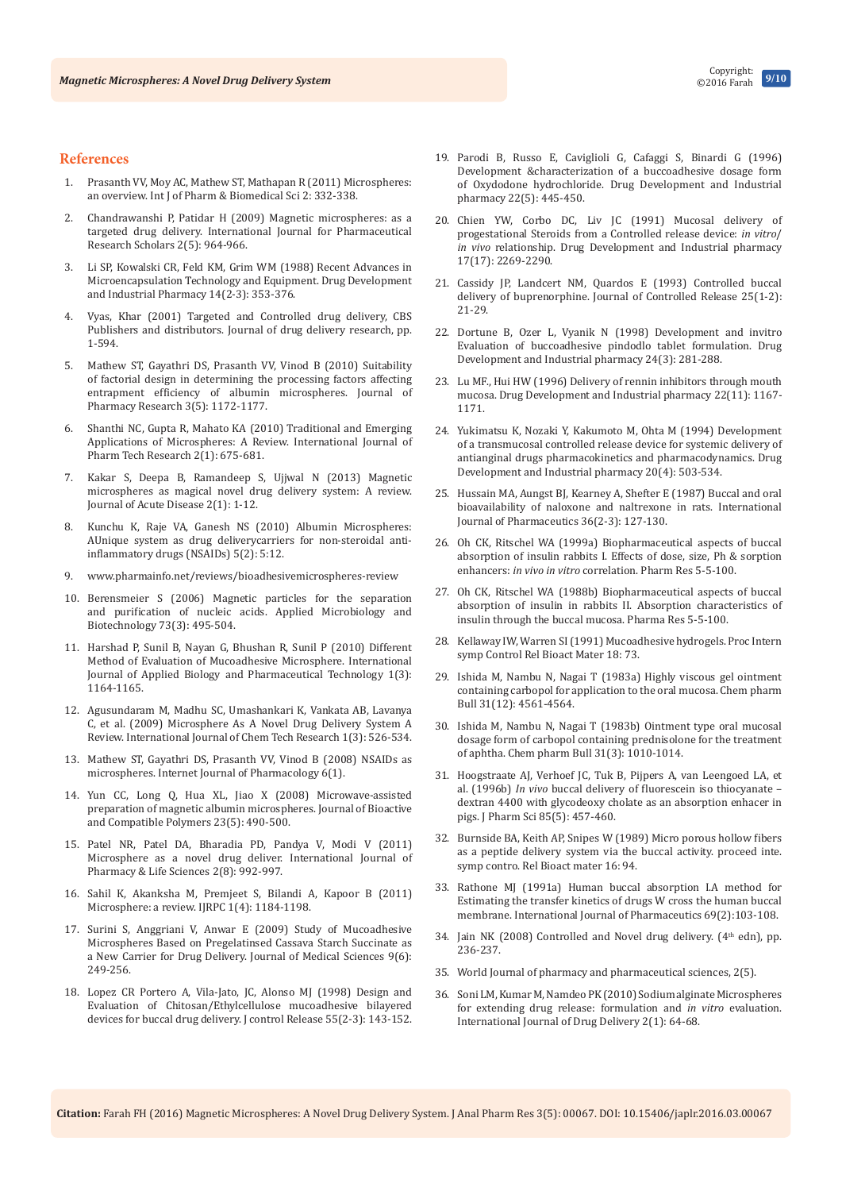## References

1. Prasanth VV, Moy AC, Mathew ST, Mathapan R (2011) Microspheres: an overview. Int J of Pharm & Biomedical Sci 2: 332-338.
2. Chandrawanshi P, Patidar H (2009) Magnetic microspheres: as a targeted drug delivery. International Journal for Pharmaceutical Research Scholars 2(5): 964-966.
3. Li SP, Kowalski CR, Feld KM, Grim WM (1988) Recent Advances in Microencapsulation Technology and Equipment. Drug Development and Industrial Pharmacy 14(2-3): 353-376.
4. Vyas, Khar (2001) Targeted and Controlled drug delivery, CBS Publishers and distributors. Journal of drug delivery research, pp. 1-594.
5. Mathew ST, Gayathri DS, Prasanth VV, Vinod B (2010) Suitability of factorial design in determining the processing factors affecting entrapment efficiency of albumin microspheres. Journal of Pharmacy Research 3(5): 1172-1177.
6. Shanthi NC, Gupta R, Mahato KA (2010) Traditional and Emerging Applications of Microspheres: A Review. International Journal of Pharm Tech Research 2(1): 675-681.
7. Kakar S, Deepa B, Ramandeep S, Ujjwal N (2013) Magnetic microspheres as magical novel drug delivery system: A review. Journal of Acute Disease 2(1): 1-12.
8. Kunchu K, Raje VA, Ganesh NS (2010) Albumin Microspheres: AUnique system as drug deliverycarriers for non-steroidal anti-inflammatory drugs (NSAIDs) 5(2): 5:12.
9. www.pharmainfo.net/reviews/bioadhesivemicrospheres-review
10. Berensmeier S (2006) Magnetic particles for the separation and purification of nucleic acids. Applied Microbiology and Biotechnology 73(3): 495-504.
11. Harshad P, Sunil B, Nayan G, Bhushan R, Sunil P (2010) Different Method of Evaluation of Mucoadhesive Microsphere. International Journal of Applied Biology and Pharmaceutical Technology 1(3): 1164-1165.
12. Agusundaram M, Madhu SC, Umashankari K, Vankata AB, Lavanya C, et al. (2009) Microsphere As A Novel Drug Delivery System A Review. International Journal of Chem Tech Research 1(3): 526-534.
13. Mathew ST, Gayathri DS, Prasanth VV, Vinod B (2008) NSAIDs as microspheres. Internet Journal of Pharmacology 6(1).
14. Yun CC, Long Q, Hua XL, Jiao X (2008) Microwave-assisted preparation of magnetic albumin microspheres. Journal of Bioactive and Compatible Polymers 23(5): 490-500.
15. Patel NR, Patel DA, Bharadia PD, Pandya V, Modi V (2011) Microsphere as a novel drug deliver. International Journal of Pharmacy & Life Sciences 2(8): 992-997.
16. Sahil K, Akanksha M, Premjeet S, Bilandi A, Kapoor B (2011) Microsphere: a review. IJRPC 1(4): 1184-1198.
17. Surini S, Anggriani V, Anwar E (2009) Study of Mucoadhesive Microspheres Based on Pregelatinsed Cassava Starch Succinate as a New Carrier for Drug Delivery. Journal of Medical Sciences 9(6): 249-256.
18. Lopez CR Portero A, Vila-Jato, JC, Alonso MJ (1998) Design and Evaluation of Chitosan/Ethylcellulose mucoadhesive bilayered devices for buccal drug delivery. J control Release 55(2-3): 143-152.
19. Parodi B, Russo E, Caviglioli G, Cafaggi S, Binardi G (1996) Development &characterization of a buccoadhesive dosage form of Oxydodone hydrochloride. Drug Development and Industrial pharmacy 22(5): 445-450.
20. Chien YW, Corbo DC, Liv JC (1991) Mucosal delivery of progestational Steroids from a Controlled release device: *in vitro*/*in vivo* relationship. Drug Development and Industrial pharmacy 17(17): 2269-2290.
21. Cassidy JP, Landcert NM, Quardos E (1993) Controlled buccal delivery of buprenorphine. Journal of Controlled Release 25(1-2): 21-29.
22. Dortune B, Ozer L, Vyanik N (1998) Development and invitro Evaluation of buccoadhesive pindodlo tablet formulation. Drug Development and Industrial pharmacy 24(3): 281-288.
23. Lu MF., Hui HW (1996) Delivery of rennin inhibitors through mouth mucosa. Drug Development and Industrial pharmacy 22(11): 1167-1171.
24. Yukimatsu K, Nozaki Y, Kakumoto M, Ohta M (1994) Development of a transmucosal controlled release device for systemic delivery of antianginal drugs pharmacokinetics and pharmacodynamics. Drug Development and Industrial pharmacy 20(4): 503-534.
25. Hussain MA, Aungst BJ, Kearney A, Shefter E (1987) Buccal and oral bioavailability of naloxone and naltrexone in rats. International Journal of Pharmaceutics 36(2-3): 127-130.
26. Oh CK, Ritschel WA (1999a) Biopharmaceutical aspects of buccal absorption of insulin rabbits I. Effects of dose, size, Ph & sorption enhancers: *in vivo in vitro* correlation. Pharm Res 5-5-100.
27. Oh CK, Ritschel WA (1988b) Biopharmaceutical aspects of buccal absorption of insulin in rabbits II. Absorption characteristics of insulin through the buccal mucosa. Pharma Res 5-5-100.
28. Kellaway IW, Warren SI (1991) Mucoadhesive hydrogels. Proc Intern symp Control Rel Bioact Mater 18: 73.
29. Ishida M, Nambu N, Nagai T (1983a) Highly viscous gel ointment containing carbopol for application to the oral mucosa. Chem pharm Bull 31(12): 4561-4564.
30. Ishida M, Nambu N, Nagai T (1983b) Ointment type oral mucosal dosage form of carbopol containing prednisolone for the treatment of aphtha. Chem pharm Bull 31(3): 1010-1014.
31. Hoogstraate AJ, Verhoef JC, Tuk B, Pijpers A, van Leengoed LA, et al. (1996b) *In vivo* buccal delivery of fluorescein iso thiocyanate – dextran 4400 with glycodeoxy cholate as an absorption enhancer in pigs. J Pharm Sci 85(5): 457-460.
32. Burnside BA, Keith AP, Snipes W (1989) Micro porous hollow fibers as a peptide delivery system via the buccal activity. proceed inte. symp contro. Rel Bioact mater 16: 94.
33. Rathone MJ (1991a) Human buccal absorption I.A method for Estimating the transfer kinetics of drugs W cross the human buccal membrane. International Journal of Pharmaceutics 69(2):103-108.
34. Jain NK (2008) Controlled and Novel drug delivery. (4th edn), pp. 236-237.
35. World Journal of pharmacy and pharmaceutical sciences, 2(5).
36. Soni LM, Kumar M, Namdeo PK (2010) Sodium alginate Microspheres for extending drug release: formulation and *in vitro* evaluation. International Journal of Drug Delivery 2(1): 64-68.

**Citation:** Farah FH (2016) Magnetic Microspheres: A Novel Drug Delivery System. J Anal Pharm Res 3(5): 00067. DOI: 10.15406/japlr.2016.03.00067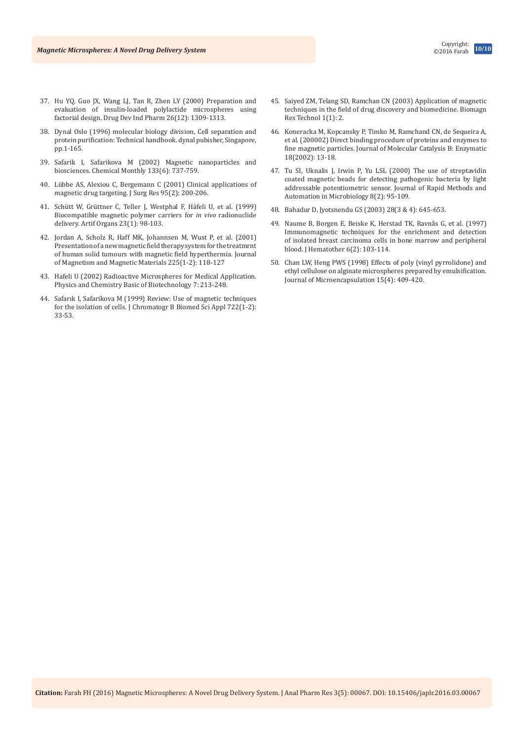37. Hu YQ, Guo JX, Wang LJ, Tan R, Zhen LY (2000) Preparation and evaluation of insulin-loaded polylactide microspheres using factorial design. Drug Dev Ind Pharm 26(12): 1309-1313.

38. Dynal Oslo (1996) molecular biology division, Cell separation and protein purification: Technical handbook. dynal pubisher, Singapore, pp.1-165.

39. Safarik I, Safarikova M (2002) Magnetic nanoparticles and biosciences. Chemical Monthly 133(6): 737-759.

40. Lübbe AS, Alexiou C, Bergemann C (2001) Clinical applications of magnetic drug targeting. J Surg Res 95(2): 200-206.

41. Schütt W, Grüttner C, Teller J, Westphal F, Häfeli U, et al. (1999) Biocompatible magnetic polymer carriers for *in vivo* radionuclide delivery. Artif Organs 23(1): 98-103.

42. Jordan A, Scholz R, Haff MK, Johannsen M, Wust P, et al. (2001) Presentation of a new magnetic field therapy system for the treatmrnt of human solid tumours with magnetic field hyperthermia. Journal of Magnetism and Magnetic Materials 225(1-2): 118-127

43. Hafeli U (2002) Radioactive Microspheres for Medical Application. Physics and Chemistry Basic of Biotechnology 7: 213-248.

44. Safarık I, Safarikova M (1999) Review: Use of magnetic techniques for the isolation of cells. J Chromatogr B Biomed Sci Appl 722(1-2): 33-53.

45. Saiyed ZM, Telang SD, Ramchan CN (2003) Application of magnetic techniques in the field of drug discovery and biomedicine. Biomagn Res Technol 1(1): 2.

46. Koneracka M, Kopcansky P, Timko M, Ramchand CN, de Sequeira A, et al. (200002) Direct binding procedure of proteins and enzymes to fine magnetic particles. Journal of Molecular Catalysis B: Enzymatic 18(2002): 13-18.

47. Tu SI, Uknalis J, Irwin P, Yu LSL (2000) The use of streptavidin coated magnetic beads for detecting pathogenic bacteria by light addressable potentiometric sensor. Journal of Rapid Methods and Automation in Microbiology 8(2): 95-109.

48. Bahadur D, Jyotsnendu GS (2003) 28(3 & 4): 645-653.

49. Naume B, Borgen E, Beiske K, Herstad TK, Ravnås G, et al. (1997) Immunomagnetic techniques for the enrichment and detection of isolated breast carcinoma cells in bone marrow and peripheral blood. J Hematother 6(2): 103-114.

50. Chan LW, Heng PWS (1998) Effects of poly (vinyl pyrrolidone) and ethyl cellulose on alginate microspheres prepared by emulsification. Journal of Microencapsulation 15(4): 409-420.

**Citation:** Farah FH (2016) Magnetic Microspheres: A Novel Drug Delivery System. J Anal Pharm Res 3(5): 00067. DOI: 10.15406/japlr.2016.03.00067